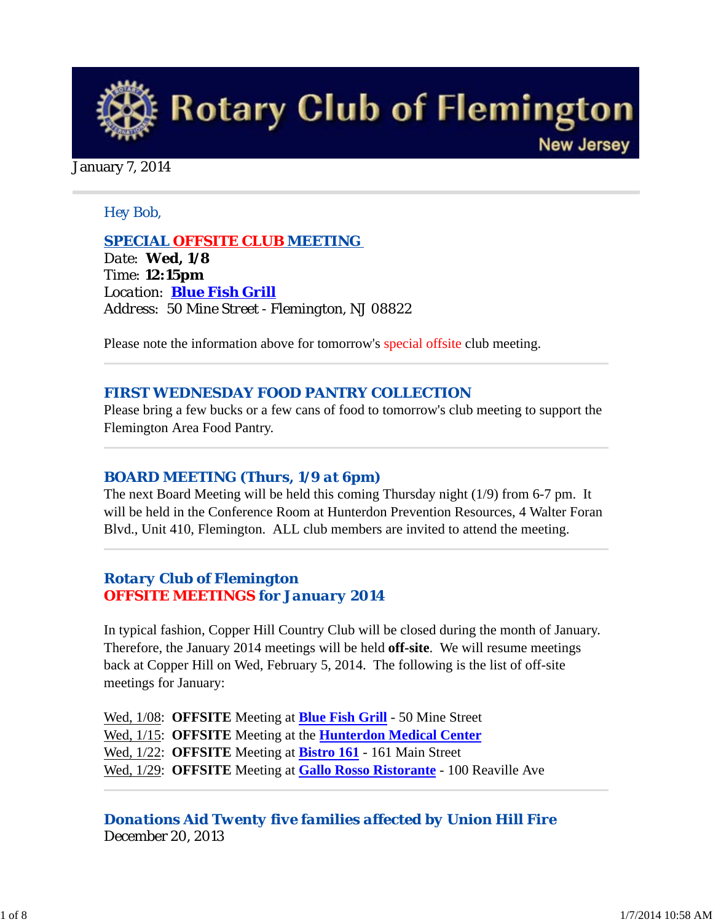# Rotary Club of Flemington

New Jersey

January 7, 2014

Hey Bob,

## SPECIAL OFFSITE CLUB MEETING

Date: **Wed, 1/8**
Time: **12:15pm**
Location: **Blue Fish Grill**
Address: 50 Mine Street - Flemington, NJ 08822

Please note the information above for tomorrow's special offsite club meeting.

## FIRST WEDNESDAY FOOD PANTRY COLLECTION

Please bring a few bucks or a few cans of food to tomorrow's club meeting to support the Flemington Area Food Pantry.

## BOARD MEETING (Thurs, 1/9 at 6pm)

The next Board Meeting will be held this coming Thursday night (1/9) from 6-7 pm. It will be held in the Conference Room at Hunterdon Prevention Resources, 4 Walter Foran Blvd., Unit 410, Flemington. ALL club members are invited to attend the meeting.

## Rotary Club of Flemington
## OFFSITE MEETINGS for January 2014

In typical fashion, Copper Hill Country Club will be closed during the month of January. Therefore, the January 2014 meetings will be held **off-site**. We will resume meetings back at Copper Hill on Wed, February 5, 2014. The following is the list of off-site meetings for January:

Wed, 1/08: **OFFSITE** Meeting at **Blue Fish Grill** - 50 Mine Street
Wed, 1/15: **OFFSITE** Meeting at the **Hunterdon Medical Center**
Wed, 1/22: **OFFSITE** Meeting at **Bistro 161** - 161 Main Street
Wed, 1/29: **OFFSITE** Meeting at **Gallo Rosso Ristorante** - 100 Reaville Ave

## Donations Aid Twenty five families affected by Union Hill Fire

December 20, 2013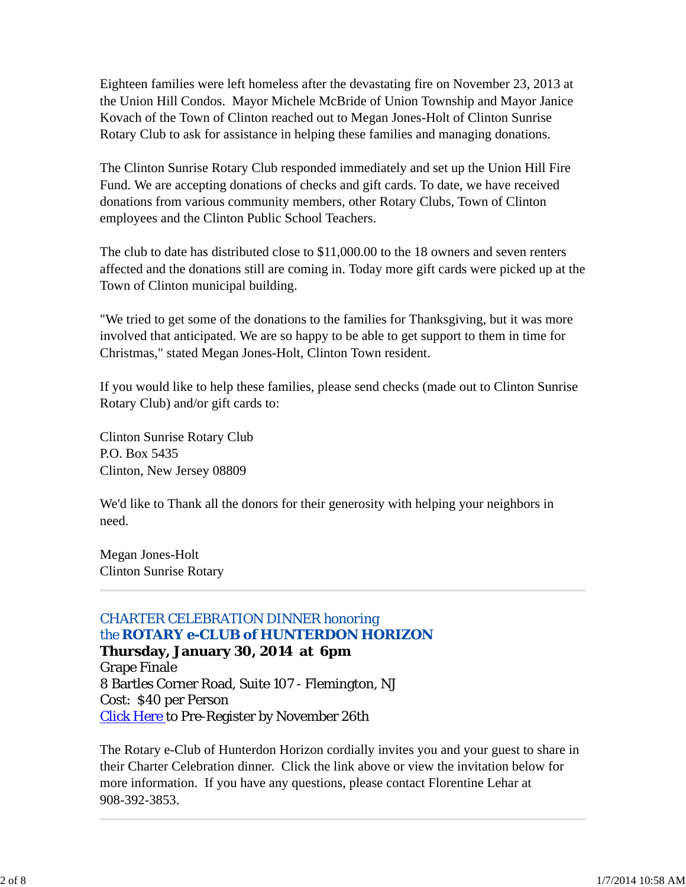Eighteen families were left homeless after the devastating fire on November 23, 2013 at the Union Hill Condos. Mayor Michele McBride of Union Township and Mayor Janice Kovach of the Town of Clinton reached out to Megan Jones-Holt of Clinton Sunrise Rotary Club to ask for assistance in helping these families and managing donations.

The Clinton Sunrise Rotary Club responded immediately and set up the Union Hill Fire Fund. We are accepting donations of checks and gift cards. To date, we have received donations from various community members, other Rotary Clubs, Town of Clinton employees and the Clinton Public School Teachers.

The club to date has distributed close to $11,000.00 to the 18 owners and seven renters affected and the donations still are coming in. Today more gift cards were picked up at the Town of Clinton municipal building.

"We tried to get some of the donations to the families for Thanksgiving, but it was more involved that anticipated. We are so happy to be able to get support to them in time for Christmas," stated Megan Jones-Holt, Clinton Town resident.

If you would like to help these families, please send checks (made out to Clinton Sunrise Rotary Club) and/or gift cards to:

Clinton Sunrise Rotary Club
P.O. Box 5435
Clinton, New Jersey 08809

We'd like to Thank all the donors for their generosity with helping your neighbors in need.

Megan Jones-Holt
Clinton Sunrise Rotary

---

## CHARTER CELEBRATION DINNER honoring the **ROTARY e-CLUB of HUNTERDON HORIZON**

**Thursday, January 30, 2014 at 6pm**
Grape Finale
8 Bartles Corner Road, Suite 107 - Flemington, NJ
Cost: $40 per Person
Click Here to Pre-Register by November 26th

The Rotary e-Club of Hunterdon Horizon cordially invites you and your guest to share in their Charter Celebration dinner. Click the link above or view the invitation below for more information. If you have any questions, please contact Florentine Lehar at 908-392-3853.

---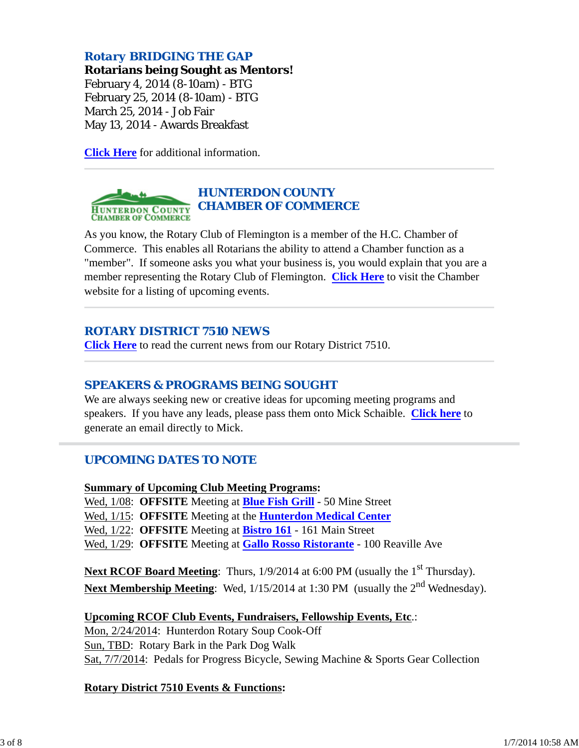## Rotary BRIDGING THE GAP

**Rotarians being Sought as Mentors!**
February 4, 2014 (8-10am) - BTG
February 25, 2014 (8-10am) - BTG
March 25, 2014 - Job Fair
May 13, 2014 - Awards Breakfast

**Click Here** for additional information.

---

## HUNTERDON COUNTY CHAMBER OF COMMERCE

As you know, the Rotary Club of Flemington is a member of the H.C. Chamber of Commerce. This enables all Rotarians the ability to attend a Chamber function as a "member". If someone asks you what your business is, you would explain that you are a member representing the Rotary Club of Flemington. **Click Here** to visit the Chamber website for a listing of upcoming events.

---

## ROTARY DISTRICT 7510 NEWS

**Click Here** to read the current news from our Rotary District 7510.

---

## SPEAKERS & PROGRAMS BEING SOUGHT

We are always seeking new or creative ideas for upcoming meeting programs and speakers. If you have any leads, please pass them onto Mick Schaible. **Click here** to generate an email directly to Mick.

---

## UPCOMING DATES TO NOTE

**Summary of Upcoming Club Meeting Programs:**
Wed, 1/08: **OFFSITE** Meeting at **Blue Fish Grill** - 50 Mine Street
Wed, 1/15: **OFFSITE** Meeting at the **Hunterdon Medical Center**
Wed, 1/22: **OFFSITE** Meeting at **Bistro 161** - 161 Main Street
Wed, 1/29: **OFFSITE** Meeting at **Gallo Rosso Ristorante** - 100 Reaville Ave

**Next RCOF Board Meeting**: Thurs, 1/9/2014 at 6:00 PM (usually the 1st Thursday).
**Next Membership Meeting**: Wed, 1/15/2014 at 1:30 PM (usually the 2nd Wednesday).

**Upcoming RCOF Club Events, Fundraisers, Fellowship Events, Etc.**:
Mon, 2/24/2014: Hunterdon Rotary Soup Cook-Off
Sun, TBD: Rotary Bark in the Park Dog Walk
Sat, 7/7/2014: Pedals for Progress Bicycle, Sewing Machine & Sports Gear Collection

**Rotary District 7510 Events & Functions:**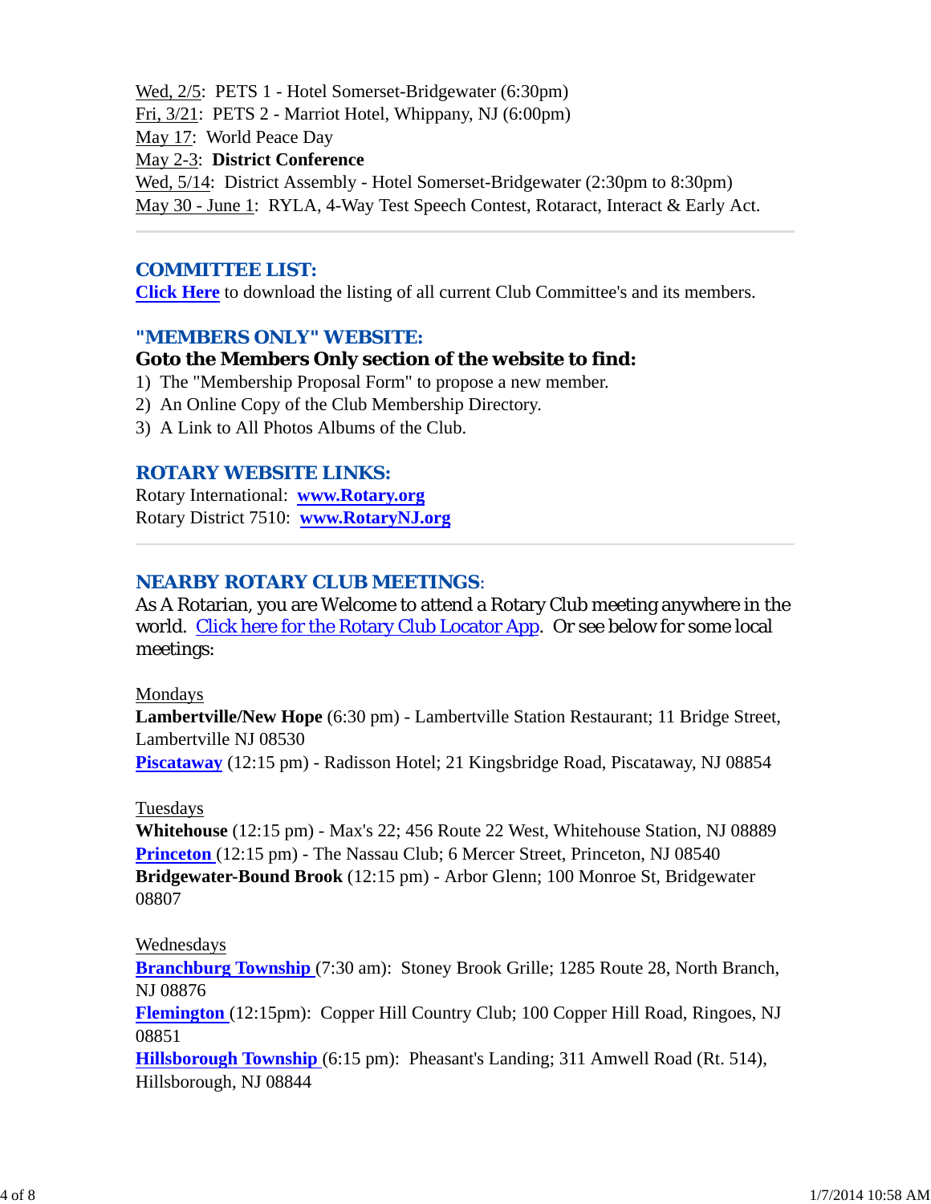Wed, 2/5:  PETS 1 - Hotel Somerset-Bridgewater (6:30pm)
Fri, 3/21:  PETS 2 - Marriot Hotel, Whippany, NJ (6:00pm)
May 17:  World Peace Day
May 2-3:  **District Conference**
Wed, 5/14:  District Assembly - Hotel Somerset-Bridgewater (2:30pm to 8:30pm)
May 30 - June 1:  RYLA, 4-Way Test Speech Contest, Rotaract, Interact & Early Act.

---

## COMMITTEE LIST:

**Click Here** to download the listing of all current Club Committee's and its members.

## "MEMBERS ONLY" WEBSITE:

**Goto the Members Only section of the website to find:**

1) The "Membership Proposal Form" to propose a new member.
2) An Online Copy of the Club Membership Directory.
3) A Link to All Photos Albums of the Club.

## ROTARY WEBSITE LINKS:

Rotary International:  **www.Rotary.org**
Rotary District 7510:  **www.RotaryNJ.org**

---

## NEARBY ROTARY CLUB MEETINGS:

As A Rotarian, you are Welcome to attend a Rotary Club meeting anywhere in the world.  Click here for the Rotary Club Locator App.  Or see below for some local meetings:

Mondays
**Lambertville/New Hope** (6:30 pm) - Lambertville Station Restaurant; 11 Bridge Street, Lambertville NJ 08530
**Piscataway** (12:15 pm) - Radisson Hotel; 21 Kingsbridge Road, Piscataway, NJ 08854

Tuesdays
**Whitehouse** (12:15 pm) - Max's 22; 456 Route 22 West, Whitehouse Station, NJ 08889
**Princeton** (12:15 pm) - The Nassau Club; 6 Mercer Street, Princeton, NJ 08540
**Bridgewater-Bound Brook** (12:15 pm) - Arbor Glenn; 100 Monroe St, Bridgewater 08807

Wednesdays
**Branchburg Township** (7:30 am):  Stoney Brook Grille; 1285 Route 28, North Branch, NJ 08876
**Flemington** (12:15pm):  Copper Hill Country Club; 100 Copper Hill Road, Ringoes, NJ 08851
**Hillsborough Township** (6:15 pm):  Pheasant's Landing; 311 Amwell Road (Rt. 514), Hillsborough, NJ 08844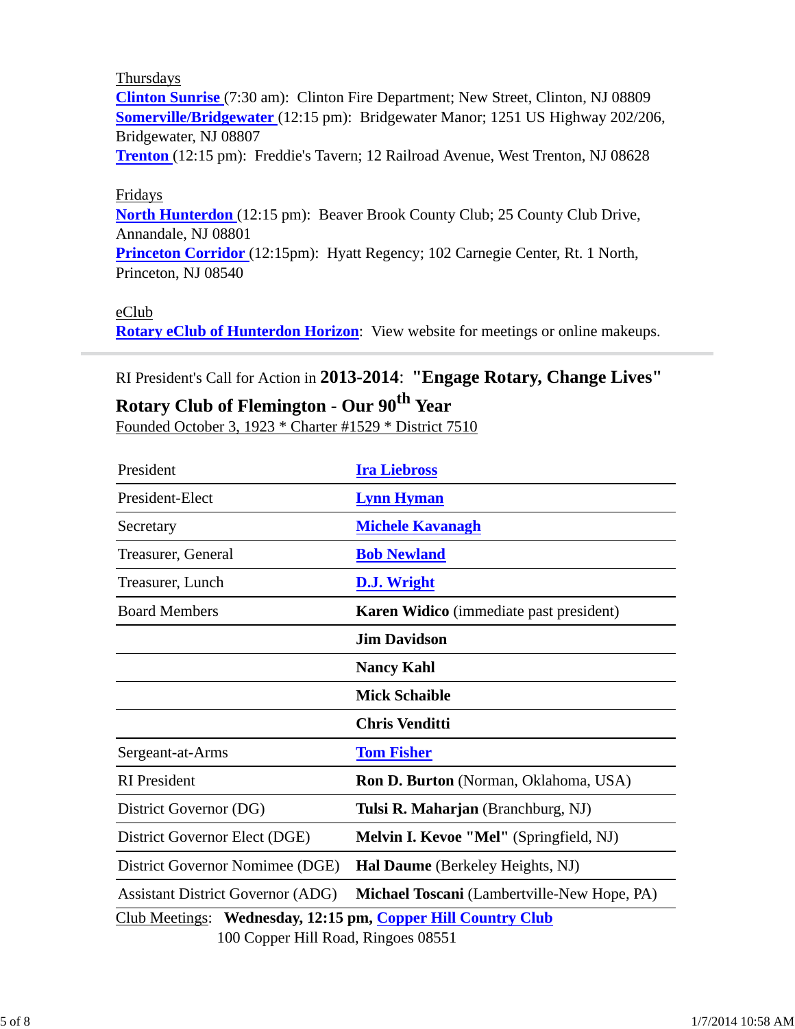Thursdays

**Clinton Sunrise** (7:30 am): Clinton Fire Department; New Street, Clinton, NJ 08809
**Somerville/Bridgewater** (12:15 pm): Bridgewater Manor; 1251 US Highway 202/206, Bridgewater, NJ 08807
**Trenton** (12:15 pm): Freddie's Tavern; 12 Railroad Avenue, West Trenton, NJ 08628

Fridays

**North Hunterdon** (12:15 pm): Beaver Brook County Club; 25 County Club Drive, Annandale, NJ 08801
**Princeton Corridor** (12:15pm): Hyatt Regency; 102 Carnegie Center, Rt. 1 North, Princeton, NJ 08540

eClub

**Rotary eClub of Hunterdon Horizon**: View website for meetings or online makeups.

---

RI President's Call for Action in **2013-2014**: **"Engage Rotary, Change Lives"**

**Rotary Club of Flemington - Our 90th Year**

Founded October 3, 1923 * Charter #1529 * District 7510

| | |
|---|---|
| President | **Ira Liebross** |
| President-Elect | **Lynn Hyman** |
| Secretary | **Michele Kavanagh** |
| Treasurer, General | **Bob Newland** |
| Treasurer, Lunch | **D.J. Wright** |
| Board Members | **Karen Widico** (immediate past president) |
| | **Jim Davidson** |
| | **Nancy Kahl** |
| | **Mick Schaible** |
| | **Chris Venditti** |
| Sergeant-at-Arms | **Tom Fisher** |
| RI President | **Ron D. Burton** (Norman, Oklahoma, USA) |
| District Governor (DG) | **Tulsi R. Maharjan** (Branchburg, NJ) |
| District Governor Elect (DGE) | **Melvin I. Kevoe "Mel"** (Springfield, NJ) |
| District Governor Nomimee (DGE) | **Hal Daume** (Berkeley Heights, NJ) |
| Assistant District Governor (ADG) | **Michael Toscani** (Lambertville-New Hope, PA) |

Club Meetings: **Wednesday, 12:15 pm, Copper Hill Country Club**
100 Copper Hill Road, Ringoes 08551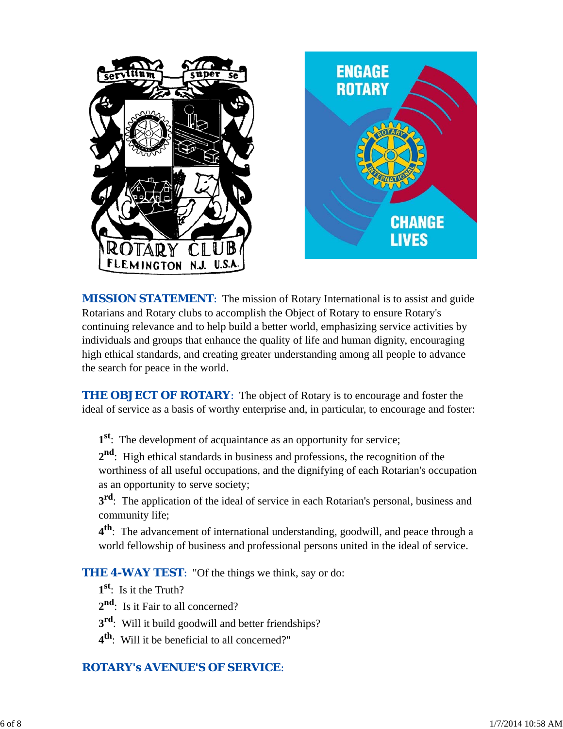**MISSION STATEMENT**: The mission of Rotary International is to assist and guide Rotarians and Rotary clubs to accomplish the Object of Rotary to ensure Rotary's continuing relevance and to help build a better world, emphasizing service activities by individuals and groups that enhance the quality of life and human dignity, encouraging high ethical standards, and creating greater understanding among all people to advance the search for peace in the world.

**THE OBJECT OF ROTARY**: The object of Rotary is to encourage and foster the ideal of service as a basis of worthy enterprise and, in particular, to encourage and foster:

> **1st**: The development of acquaintance as an opportunity for service;
>
> **2nd**: High ethical standards in business and professions, the recognition of the worthiness of all useful occupations, and the dignifying of each Rotarian's occupation as an opportunity to serve society;
>
> **3rd**: The application of the ideal of service in each Rotarian's personal, business and community life;
>
> **4th**: The advancement of international understanding, goodwill, and peace through a world fellowship of business and professional persons united in the ideal of service.

**THE 4-WAY TEST**: "Of the things we think, say or do:

> **1st**: Is it the Truth?
>
> **2nd**: Is it Fair to all concerned?
>
> **3rd**: Will it build goodwill and better friendships?
>
> **4th**: Will it be beneficial to all concerned?"

**ROTARY's AVENUE'S OF SERVICE**: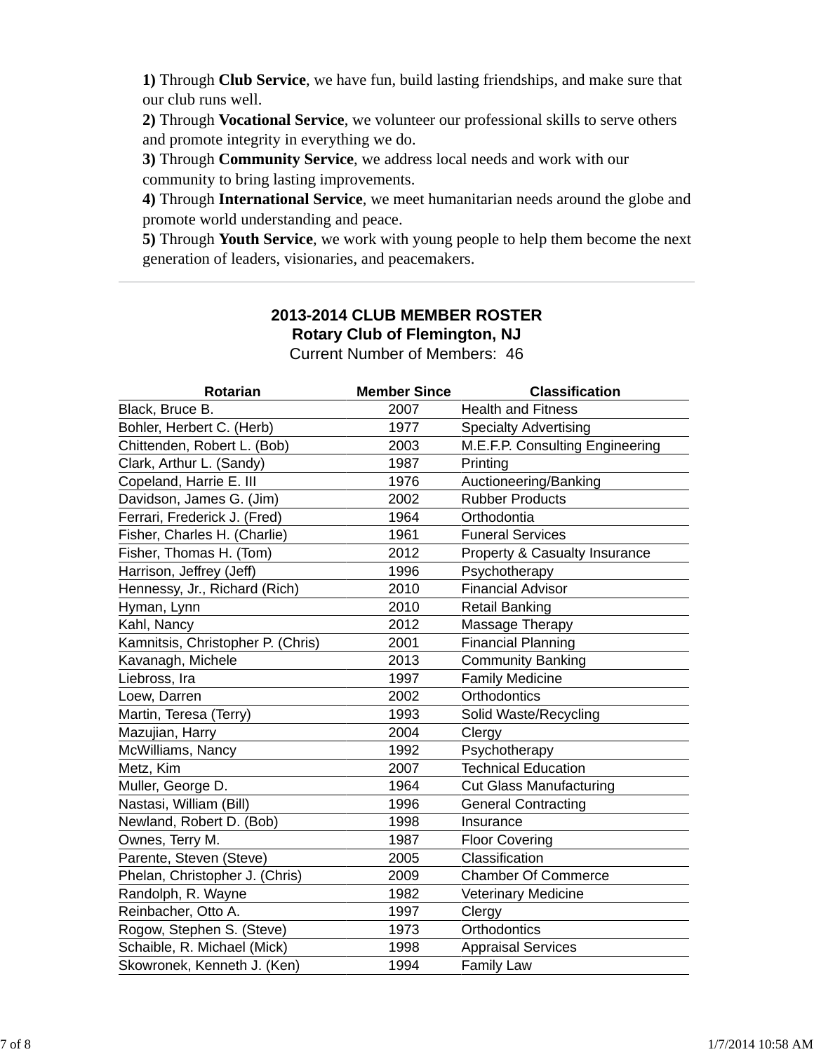**1)** Through **Club Service**, we have fun, build lasting friendships, and make sure that our club runs well.
**2)** Through **Vocational Service**, we volunteer our professional skills to serve others and promote integrity in everything we do.
**3)** Through **Community Service**, we address local needs and work with our community to bring lasting improvements.
**4)** Through **International Service**, we meet humanitarian needs around the globe and promote world understanding and peace.
**5)** Through **Youth Service**, we work with young people to help them become the next generation of leaders, visionaries, and peacemakers.

---

## 2013-2014 CLUB MEMBER ROSTER
## Rotary Club of Flemington, NJ

Current Number of Members: 46

| Rotarian | Member Since | Classification |
|---|---|---|
| Black, Bruce B. | 2007 | Health and Fitness |
| Bohler, Herbert C. (Herb) | 1977 | Specialty Advertising |
| Chittenden, Robert L. (Bob) | 2003 | M.E.F.P. Consulting Engineering |
| Clark, Arthur L. (Sandy) | 1987 | Printing |
| Copeland, Harrie E. III | 1976 | Auctioneering/Banking |
| Davidson, James G. (Jim) | 2002 | Rubber Products |
| Ferrari, Frederick J. (Fred) | 1964 | Orthodontia |
| Fisher, Charles H. (Charlie) | 1961 | Funeral Services |
| Fisher, Thomas H. (Tom) | 2012 | Property & Casualty Insurance |
| Harrison, Jeffrey (Jeff) | 1996 | Psychotherapy |
| Hennessy, Jr., Richard (Rich) | 2010 | Financial Advisor |
| Hyman, Lynn | 2010 | Retail Banking |
| Kahl, Nancy | 2012 | Massage Therapy |
| Kamnitsis, Christopher P. (Chris) | 2001 | Financial Planning |
| Kavanagh, Michele | 2013 | Community Banking |
| Liebross, Ira | 1997 | Family Medicine |
| Loew, Darren | 2002 | Orthodontics |
| Martin, Teresa (Terry) | 1993 | Solid Waste/Recycling |
| Mazujian, Harry | 2004 | Clergy |
| McWilliams, Nancy | 1992 | Psychotherapy |
| Metz, Kim | 2007 | Technical Education |
| Muller, George D. | 1964 | Cut Glass Manufacturing |
| Nastasi, William (Bill) | 1996 | General Contracting |
| Newland, Robert D. (Bob) | 1998 | Insurance |
| Ownes, Terry M. | 1987 | Floor Covering |
| Parente, Steven (Steve) | 2005 | Classification |
| Phelan, Christopher J. (Chris) | 2009 | Chamber Of Commerce |
| Randolph, R. Wayne | 1982 | Veterinary Medicine |
| Reinbacher, Otto A. | 1997 | Clergy |
| Rogow, Stephen S. (Steve) | 1973 | Orthodontics |
| Schaible, R. Michael (Mick) | 1998 | Appraisal Services |
| Skowronek, Kenneth J. (Ken) | 1994 | Family Law |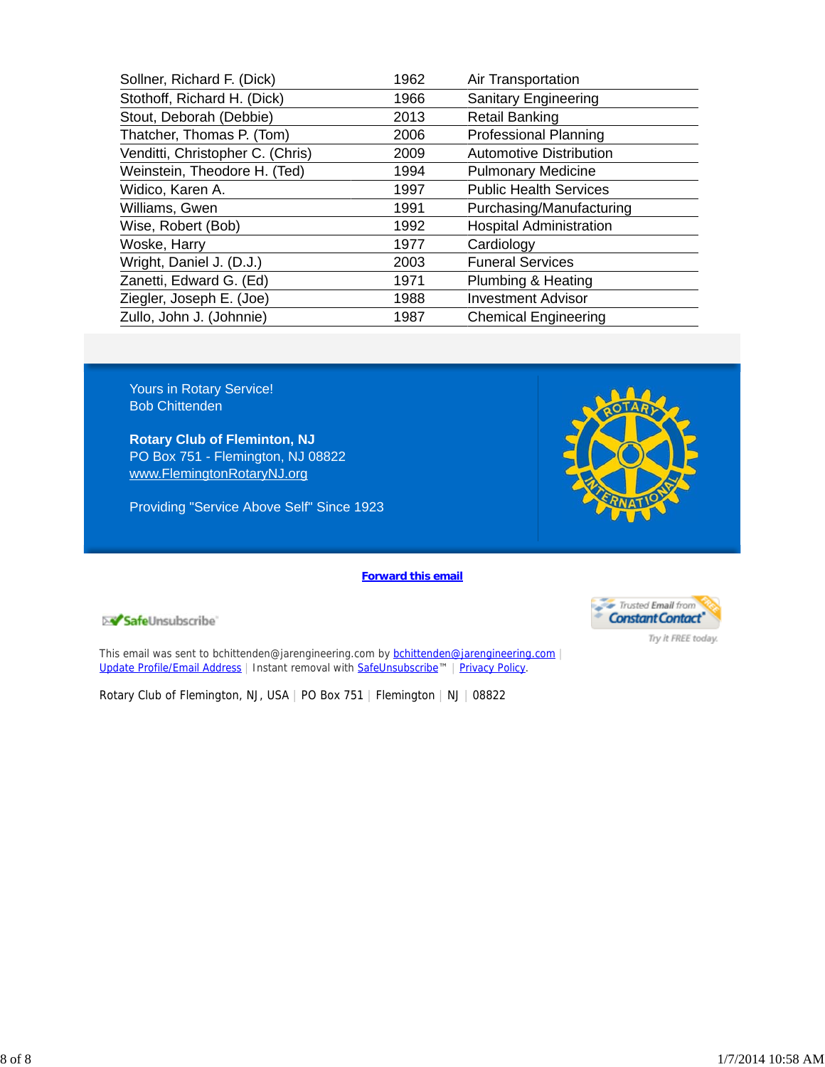| | | |
|---|---|---|
| Sollner, Richard F. (Dick) | 1962 | Air Transportation |
| Stothoff, Richard H. (Dick) | 1966 | Sanitary Engineering |
| Stout, Deborah (Debbie) | 2013 | Retail Banking |
| Thatcher, Thomas P. (Tom) | 2006 | Professional Planning |
| Venditti, Christopher C. (Chris) | 2009 | Automotive Distribution |
| Weinstein, Theodore H. (Ted) | 1994 | Pulmonary Medicine |
| Widico, Karen A. | 1997 | Public Health Services |
| Williams, Gwen | 1991 | Purchasing/Manufacturing |
| Wise, Robert (Bob) | 1992 | Hospital Administration |
| Woske, Harry | 1977 | Cardiology |
| Wright, Daniel J. (D.J.) | 2003 | Funeral Services |
| Zanetti, Edward G. (Ed) | 1971 | Plumbing & Heating |
| Ziegler, Joseph E. (Joe) | 1988 | Investment Advisor |
| Zullo, John J. (Johnnie) | 1987 | Chemical Engineering |

Yours in Rotary Service!
Bob Chittenden

**Rotary Club of Fleminton, NJ**
PO Box 751 - Flemington, NJ 08822
www.FlemingtonRotaryNJ.org

Providing "Service Above Self" Since 1923

**Forward this email**

SafeUnsubscribe

Trusted Email from Constant Contact — Try it FREE today.

This email was sent to bchittenden@jarengineering.com by bchittenden@jarengineering.com | Update Profile/Email Address | Instant removal with SafeUnsubscribe™ | Privacy Policy.

Rotary Club of Flemington, NJ, USA | PO Box 751 | Flemington | NJ | 08822